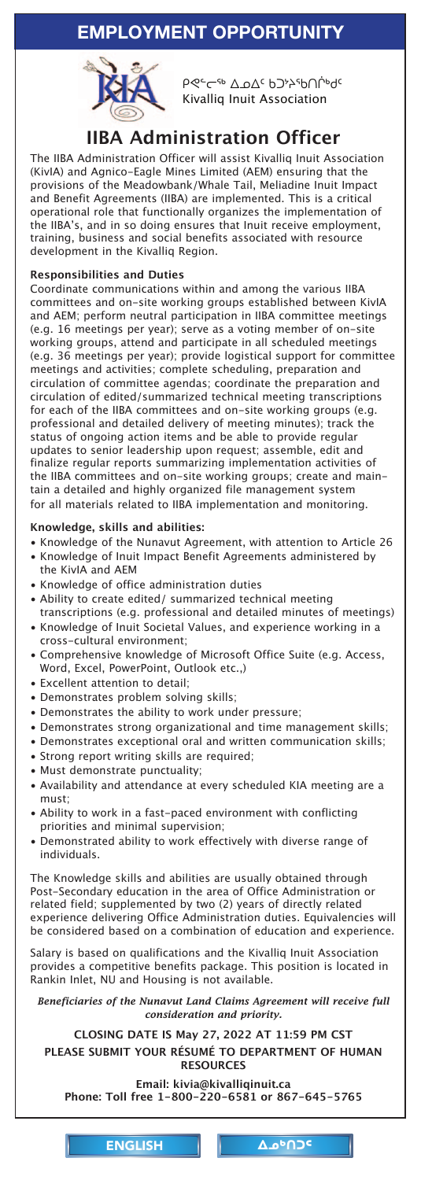# EMPLOYMENT OPPORTUNITY

ᑭᕙᓪᓕᖅ ᐃᓄᐃᑦ ᑲᑐᔾᔨᖃᑎᒌᖏᑦ
Kivalliq Inuit Association

## IIBA Administration Officer

The IIBA Administration Officer will assist Kivalliq Inuit Association (KivIA) and Agnico-Eagle Mines Limited (AEM) ensuring that the provisions of the Meadowbank/Whale Tail, Meliadine Inuit Impact and Benefit Agreements (IIBA) are implemented. This is a critical operational role that functionally organizes the implementation of the IIBA's, and in so doing ensures that Inuit receive employment, training, business and social benefits associated with resource development in the Kivalliq Region.

### Responsibilities and Duties

Coordinate communications within and among the various IIBA committees and on-site working groups established between KivIA and AEM; perform neutral participation in IIBA committee meetings (e.g. 16 meetings per year); serve as a voting member of on-site working groups, attend and participate in all scheduled meetings (e.g. 36 meetings per year); provide logistical support for committee meetings and activities; complete scheduling, preparation and circulation of committee agendas; coordinate the preparation and circulation of edited/summarized technical meeting transcriptions for each of the IIBA committees and on-site working groups (e.g. professional and detailed delivery of meeting minutes); track the status of ongoing action items and be able to provide regular updates to senior leadership upon request; assemble, edit and finalize regular reports summarizing implementation activities of the IIBA committees and on-site working groups; create and maintain a detailed and highly organized file management system for all materials related to IIBA implementation and monitoring.

### Knowledge, skills and abilities:

- Knowledge of the Nunavut Agreement, with attention to Article 26
- Knowledge of Inuit Impact Benefit Agreements administered by the KivIA and AEM
- Knowledge of office administration duties
- Ability to create edited/ summarized technical meeting transcriptions (e.g. professional and detailed minutes of meetings)
- Knowledge of Inuit Societal Values, and experience working in a cross-cultural environment;
- Comprehensive knowledge of Microsoft Office Suite (e.g. Access, Word, Excel, PowerPoint, Outlook etc.,)
- Excellent attention to detail;
- Demonstrates problem solving skills;
- Demonstrates the ability to work under pressure;
- Demonstrates strong organizational and time management skills;
- Demonstrates exceptional oral and written communication skills;
- Strong report writing skills are required;
- Must demonstrate punctuality;
- Availability and attendance at every scheduled KIA meeting are a must;
- Ability to work in a fast-paced environment with conflicting priorities and minimal supervision;
- Demonstrated ability to work effectively with diverse range of individuals.

The Knowledge skills and abilities are usually obtained through Post-Secondary education in the area of Office Administration or related field; supplemented by two (2) years of directly related experience delivering Office Administration duties. Equivalencies will be considered based on a combination of education and experience.

Salary is based on qualifications and the Kivalliq Inuit Association provides a competitive benefits package. This position is located in Rankin Inlet, NU and Housing is not available.

***Beneficiaries of the Nunavut Land Claims Agreement will receive full consideration and priority.***

**CLOSING DATE IS May 27, 2022 AT 11:59 PM CST**
**PLEASE SUBMIT YOUR RÉSUMÉ TO DEPARTMENT OF HUMAN RESOURCES**

**Email: kivia@kivalliqinuit.ca**
**Phone: Toll free 1-800-220-6581 or 867-645-5765**

ENGLISH | ᐃᓄᒃᑎᑐᑦ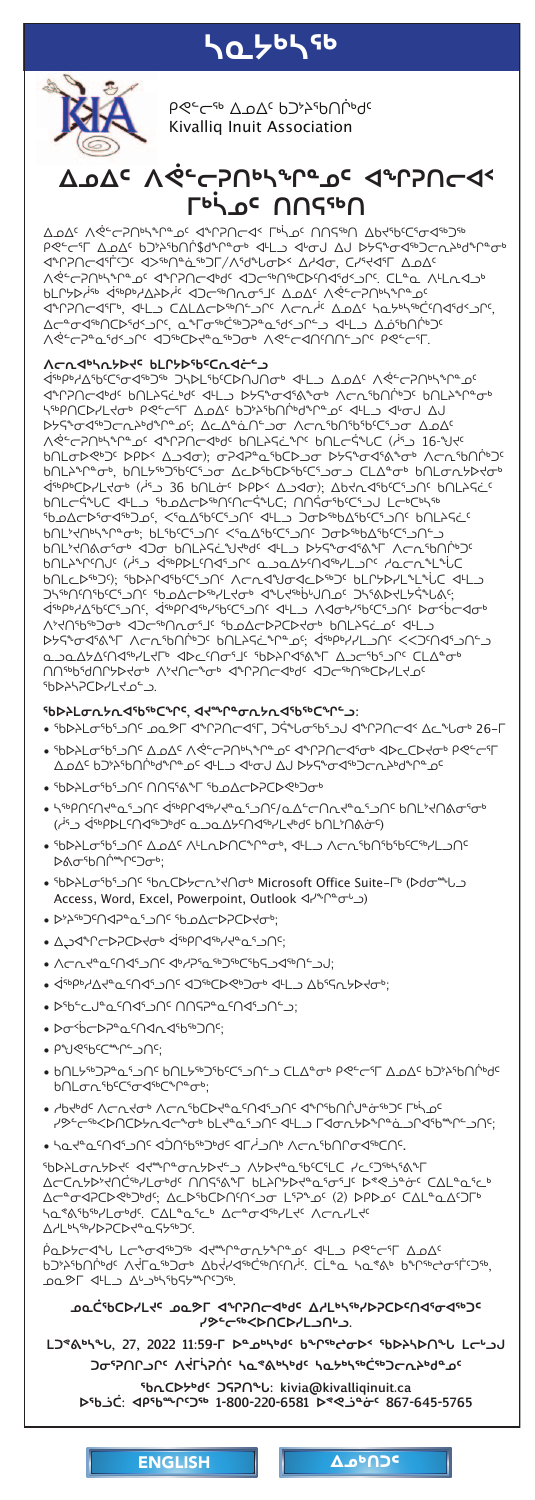# ᓴᓇᔭᒃᓴᖅ

ᑭᕙᓪᓕᕐᒥ ᐃᓄᐃᑦ ᑲᑐᔾᔨᖃᑎᒌᖏᑦ
Kivalliq Inuit Association

## ᐃᓄᐃᑦ ᐱᕙᓪᓕᕈᑎᒃᓴᖏᓐᓄᑦ ᐊᖏᕈᑎᓕᐊ ᒥᒃᓵᓄᑦ ᑎᑎᕋᖅᑎ

ᐃᓄᐃᑦ ᐱᕙᓪᓕᕈᑎᒃᓴᖏᓐᓄᑦ ᐊᖏᕈᑎᓕᐊ ᒥᒃᓵᓄᑦ ᑎᑎᕋᖅᑎ ᐃᑲᔪᖅᑕᐅᓂᐊᖅᑐᖅ ᑭᕙᓪᓕᕐᒥ ᐃᓄᐃᑦ ᑲᑐᔾᔨᖃᑎᒌᖏᓐᓂᑦ ᐊᒻᒪᓗ ᐊᕝᕙᓂ ᐃᒡᓗ ᐆᑦᑐᕋᐅᓯᐊᓂ...

### ᐱᓕᕆᐊᒃᓴᖏᑦ ᑲᒪᒋᔭᒃᓴᖏᑦ

...

### ᖃᐅᔨᒪᓂᒃᓴᖏᑦ, ᐊᔪᙱᓐᓂᒃᓴᖏᑦ:

- ... ᐊᕐᕌᒍᓂ 26-ᒥ
- ... ᐃᓄᐃᑦ ᐱᕙᓪᓕᕈᑎᒃᓴᖏᓐᓄᑦ ...
- ...
- ... (ᐃᓚᖃᕐᓗᓂ ...)
- ...
- ... Microsoft Office Suite-ᒥ (ᐃᓚᖃᕐᓗᓂ Access, Word, Excel, Powerpoint, Outlook ᐊᓯᖏᓪᓗ)
- ...
- ...
- ...
- ...
- ...
- ...
- ᑭᒃᑯᑐᐃᓐᓇᕐᓄᑦ ...
- ...
- ...
- ...

...

...

**ᒫᑦᓯ 27, 2022 11:59-ᒥ ...**

ᑎᑎᕋᖅᑕᐅᒋᐊᖃᖅᑐᑦ ᑐᓂᔭᐅᓗᑎᒃ: kivia@kivalliqinuit.ca
ᐅᖄᓚᐅᑦ: ᐊᑭᖃᙱᑦᑐᖅ 1-800-220-6581 ᐅᕝᕙᓘᓐᓃᑦ 867-645-5765

ENGLISH | ᐃᓄᒃᑎᑐᑦ